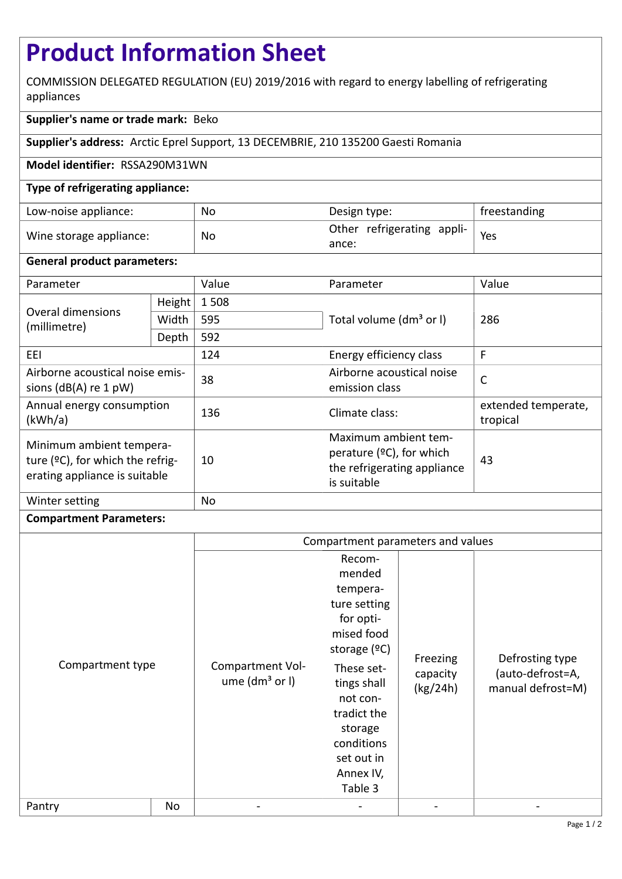# Product Information Sheet

COMMISSION DELEGATED REGULATION (EU) 2019/2016 with regard to energy labelling of refrigerating appliances

**Supplier's name or trade mark:** Beko

**Supplier's address:** Arctic Eprel Support, 13 DECEMBRIE, 210 135200 Gaesti Romania

**Model identifier:** RSSA290M31WN

**Type of refrigerating appliance:**

| | | | |
|---|---|---|---|
| Low-noise appliance: | No | Design type: | freestanding |
| Wine storage appliance: | No | Other refrigerating appliance: | Yes |

**General product parameters:**

| Parameter | | Value | Parameter | Value |
|---|---|---|---|---|
| Overal dimensions (millimetre) | Height | 1 508 | Total volume (dm³ or l) | 286 |
| | Width | 595 | | |
| | Depth | 592 | | |
| EEI | | 124 | Energy efficiency class | F |
| Airborne acoustical noise emissions (dB(A) re 1 pW) | | 38 | Airborne acoustical noise emission class | C |
| Annual energy consumption (kWh/a) | | 136 | Climate class: | extended temperate, tropical |
| Minimum ambient temperature (ºC), for which the refrigerating appliance is suitable | | 10 | Maximum ambient temperature (ºC), for which the refrigerating appliance is suitable | 43 |
| Winter setting | | No | | |

**Compartment Parameters:**

| Compartment type | | Compartment parameters and values | | | |
|---|---|---|---|---|---|
| | | Compartment Volume (dm³ or l) | Recommended temperature setting for optimised food storage (ºC) These settings shall not contradict the storage conditions set out in Annex IV, Table 3 | Freezing capacity (kg/24h) | Defrosting type (auto-defrost=A, manual defrost=M) |
| Pantry | No | - | - | - | - |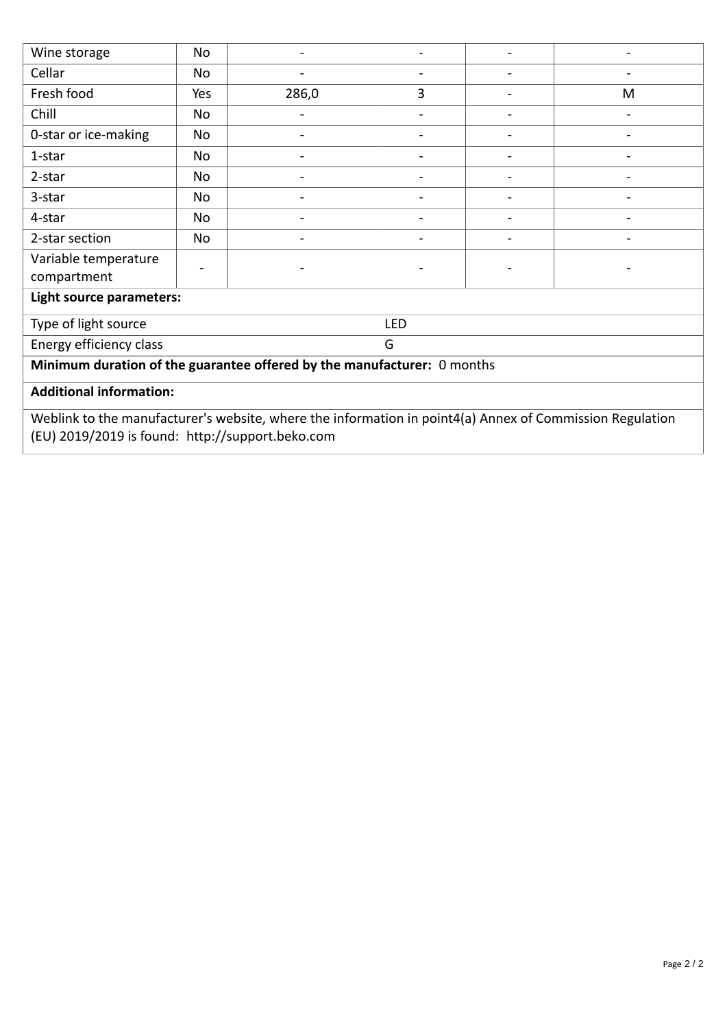| | | | | | |
|---|---|---|---|---|---|
| Wine storage | No | - | - | - | - |
| Cellar | No | - | - | - | - |
| Fresh food | Yes | 286,0 | 3 | - | M |
| Chill | No | - | - | - | - |
| 0-star or ice-making | No | - | - | - | - |
| 1-star | No | - | - | - | - |
| 2-star | No | - | - | - | - |
| 3-star | No | - | - | - | - |
| 4-star | No | - | - | - | - |
| 2-star section | No | - | - | - | - |
| Variable temperature compartment | - | - | - | - | - |

**Light source parameters:**

| | |
|---|---|
| Type of light source | LED |
| Energy efficiency class | G |

**Minimum duration of the guarantee offered by the manufacturer:** 0 months

**Additional information:**

Weblink to the manufacturer's website, where the information in point4(a) Annex of Commission Regulation (EU) 2019/2019 is found: http://support.beko.com